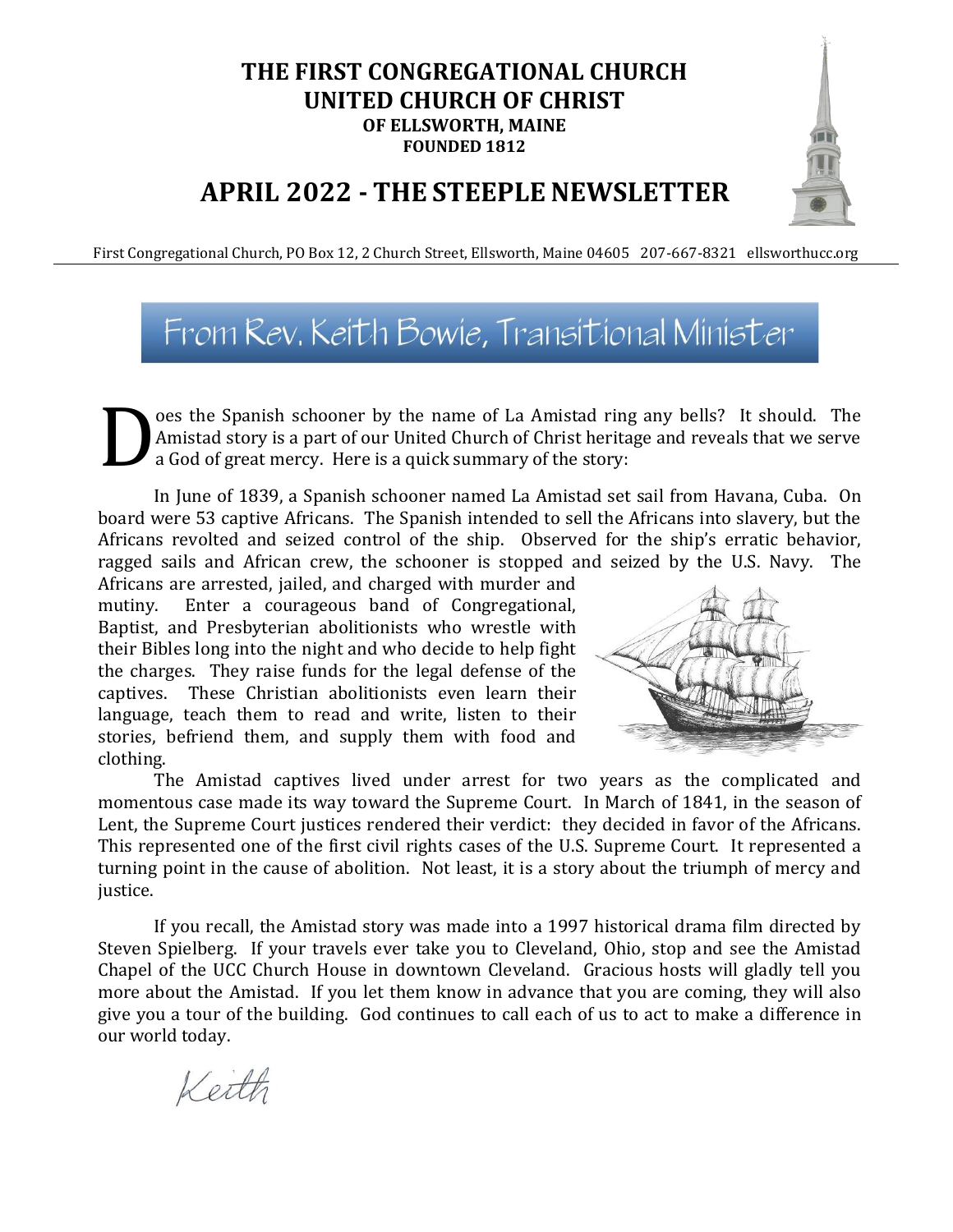# THE FIRST CONGREGATIONAL CHURCH UNITED CHURCH OF CHRIST

**OF ELLSWORTH, MAINE**
**FOUNDED 1812**

# APRIL 2022 - THE STEEPLE NEWSLETTER

First Congregational Church, PO Box 12, 2 Church Street, Ellsworth, Maine 04605 207-667-8321 ellsworthucc.org

## From Rev. Keith Bowie, Transitional Minister

Does the Spanish schooner by the name of La Amistad ring any bells? It should. The Amistad story is a part of our United Church of Christ heritage and reveals that we serve a God of great mercy. Here is a quick summary of the story:

In June of 1839, a Spanish schooner named La Amistad set sail from Havana, Cuba. On board were 53 captive Africans. The Spanish intended to sell the Africans into slavery, but the Africans revolted and seized control of the ship. Observed for the ship's erratic behavior, ragged sails and African crew, the schooner is stopped and seized by the U.S. Navy. The Africans are arrested, jailed, and charged with murder and mutiny. Enter a courageous band of Congregational, Baptist, and Presbyterian abolitionists who wrestle with their Bibles long into the night and who decide to help fight the charges. They raise funds for the legal defense of the captives. These Christian abolitionists even learn their language, teach them to read and write, listen to their stories, befriend them, and supply them with food and clothing.

The Amistad captives lived under arrest for two years as the complicated and momentous case made its way toward the Supreme Court. In March of 1841, in the season of Lent, the Supreme Court justices rendered their verdict: they decided in favor of the Africans. This represented one of the first civil rights cases of the U.S. Supreme Court. It represented a turning point in the cause of abolition. Not least, it is a story about the triumph of mercy and justice.

If you recall, the Amistad story was made into a 1997 historical drama film directed by Steven Spielberg. If your travels ever take you to Cleveland, Ohio, stop and see the Amistad Chapel of the UCC Church House in downtown Cleveland. Gracious hosts will gladly tell you more about the Amistad. If you let them know in advance that you are coming, they will also give you a tour of the building. God continues to call each of us to act to make a difference in our world today.

*Keith*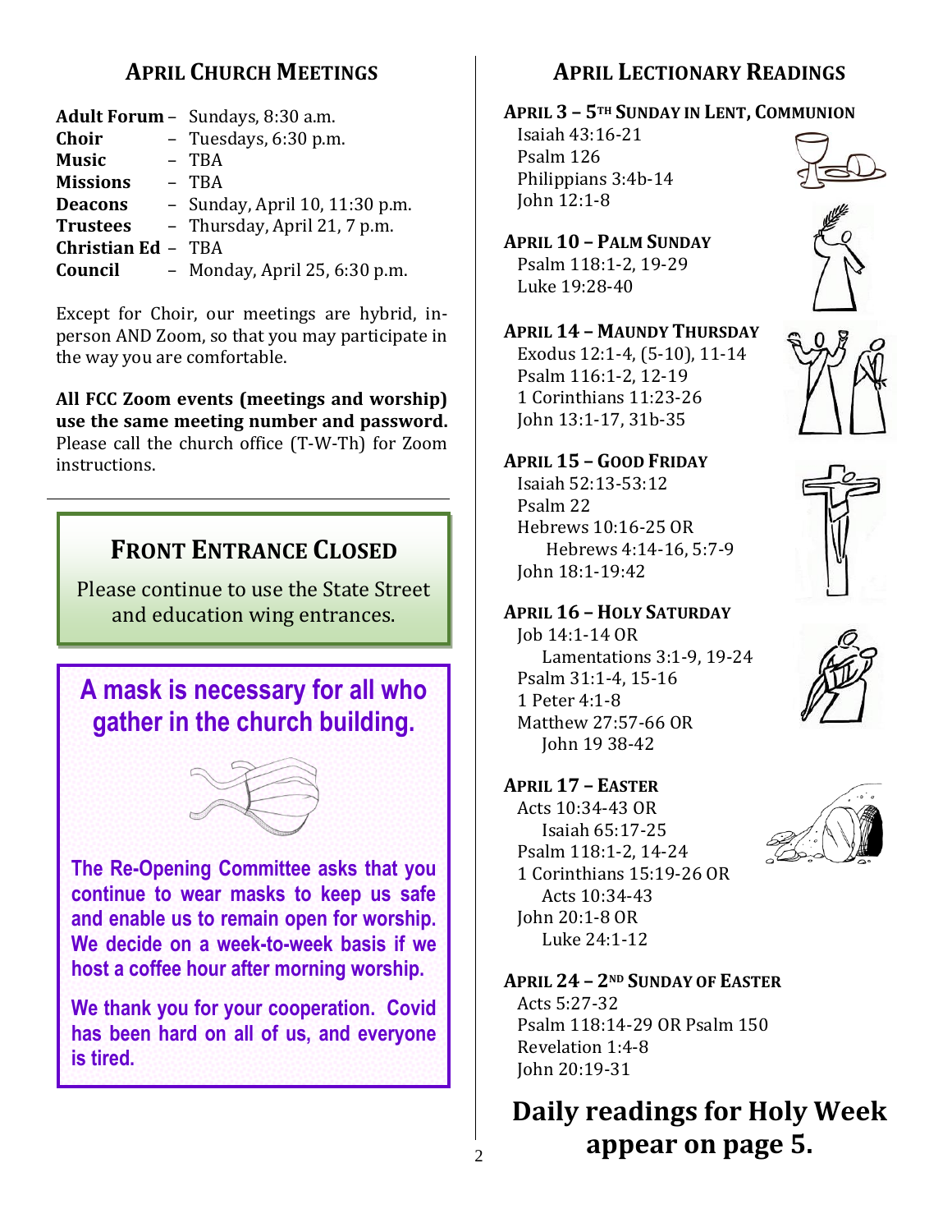## April Church Meetings

| | |
|---|---|
| **Adult Forum** – | Sundays, 8:30 a.m. |
| **Choir** – | Tuesdays, 6:30 p.m. |
| **Music** – | TBA |
| **Missions** – | TBA |
| **Deacons** – | Sunday, April 10, 11:30 p.m. |
| **Trustees** – | Thursday, April 21, 7 p.m. |
| **Christian Ed** – | TBA |
| **Council** – | Monday, April 25, 6:30 p.m. |

Except for Choir, our meetings are hybrid, in-person AND Zoom, so that you may participate in the way you are comfortable.

**All FCC Zoom events (meetings and worship) use the same meeting number and password.** Please call the church office (T-W-Th) for Zoom instructions.

## Front Entrance Closed

Please continue to use the State Street and education wing entrances.

## A mask is necessary for all who gather in the church building.

**The Re-Opening Committee asks that you continue to wear masks to keep us safe and enable us to remain open for worship. We decide on a week-to-week basis if we host a coffee hour after morning worship.**

**We thank you for your cooperation. Covid has been hard on all of us, and everyone is tired.**

## April Lectionary Readings

**April 3 – 5th Sunday in Lent, Communion**
Isaiah 43:16-21
Psalm 126
Philippians 3:4b-14
John 12:1-8

**April 10 – Palm Sunday**
Psalm 118:1-2, 19-29
Luke 19:28-40

**April 14 – Maundy Thursday**
Exodus 12:1-4, (5-10), 11-14
Psalm 116:1-2, 12-19
1 Corinthians 11:23-26
John 13:1-17, 31b-35

**April 15 – Good Friday**
Isaiah 52:13-53:12
Psalm 22
Hebrews 10:16-25 OR
Hebrews 4:14-16, 5:7-9
John 18:1-19:42

**April 16 – Holy Saturday**
Job 14:1-14 OR
Lamentations 3:1-9, 19-24
Psalm 31:1-4, 15-16
1 Peter 4:1-8
Matthew 27:57-66 OR
John 19 38-42

**April 17 – Easter**
Acts 10:34-43 OR
Isaiah 65:17-25
Psalm 118:1-2, 14-24
1 Corinthians 15:19-26 OR
Acts 10:34-43
John 20:1-8 OR
Luke 24:1-12

**April 24 – 2nd Sunday of Easter**
Acts 5:27-32
Psalm 118:14-29 OR Psalm 150
Revelation 1:4-8
John 20:19-31

## Daily readings for Holy Week appear on page 5.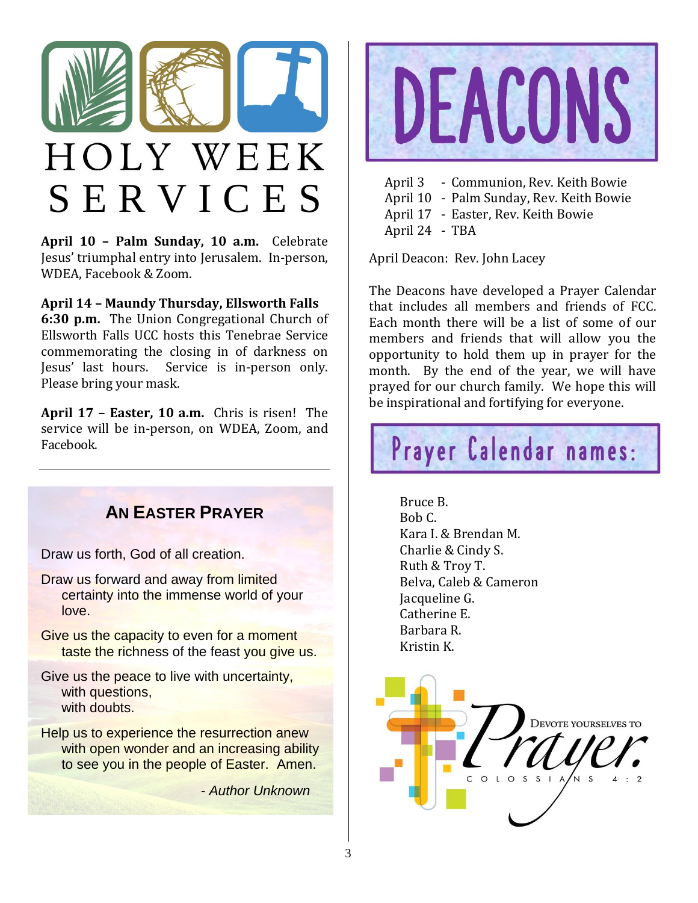# HOLY WEEK SERVICES

**April 10 – Palm Sunday, 10 a.m.** Celebrate Jesus' triumphal entry into Jerusalem. In-person, WDEA, Facebook & Zoom.

**April 14 – Maundy Thursday, Ellsworth Falls 6:30 p.m.** The Union Congregational Church of Ellsworth Falls UCC hosts this Tenebrae Service commemorating the closing in of darkness on Jesus' last hours. Service is in-person only. Please bring your mask.

**April 17 – Easter, 10 a.m.** Chris is risen! The service will be in-person, on WDEA, Zoom, and Facebook.

---

### AN EASTER PRAYER

Draw us forth, God of all creation.

Draw us forward and away from limited certainty into the immense world of your love.

Give us the capacity to even for a moment taste the richness of the feast you give us.

Give us the peace to live with uncertainty, with questions, with doubts.

Help us to experience the resurrection anew with open wonder and an increasing ability to see you in the people of Easter. Amen.

*- Author Unknown*

# DEACONS

April 3 - Communion, Rev. Keith Bowie
April 10 - Palm Sunday, Rev. Keith Bowie
April 17 - Easter, Rev. Keith Bowie
April 24 - TBA

April Deacon: Rev. John Lacey

The Deacons have developed a Prayer Calendar that includes all members and friends of FCC. Each month there will be a list of some of our members and friends that will allow you the opportunity to hold them up in prayer for the month. By the end of the year, we will have prayed for our church family. We hope this will be inspirational and fortifying for everyone.

## Prayer Calendar names:

Bruce B.
Bob C.
Kara I. & Brendan M.
Charlie & Cindy S.
Ruth & Troy T.
Belva, Caleb & Cameron
Jacqueline G.
Catherine E.
Barbara R.
Kristin K.

Devote yourselves to Prayer. Colossians 4:2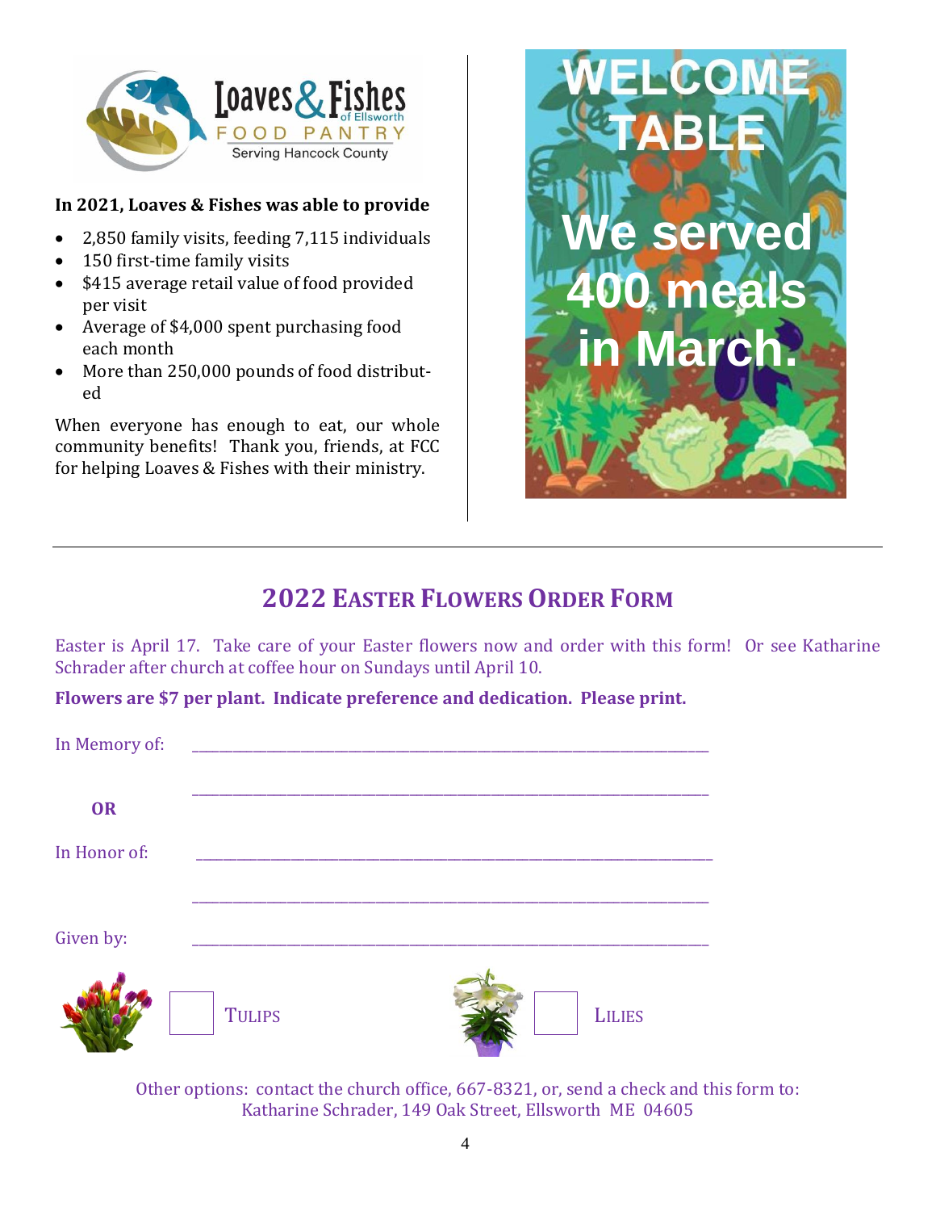**In 2021, Loaves & Fishes was able to provide**

- 2,850 family visits, feeding 7,115 individuals
- 150 first-time family visits
- $415 average retail value of food provided per visit
- Average of $4,000 spent purchasing food each month
- More than 250,000 pounds of food distributed

When everyone has enough to eat, our whole community benefits! Thank you, friends, at FCC for helping Loaves & Fishes with their ministry.

**WELCOME TABLE**

**We served 400 meals in March.**

---

## 2022 Easter Flowers Order Form

Easter is April 17. Take care of your Easter flowers now and order with this form! Or see Katharine Schrader after church at coffee hour on Sundays until April 10.

**Flowers are $7 per plant. Indicate preference and dedication. Please print.**

In Memory of: ______________________________________________

______________________________________________

**OR**

In Honor of: ______________________________________________

______________________________________________

Given by: ______________________________________________

☐ Tulips ☐ Lilies

Other options: contact the church office, 667-8321, or, send a check and this form to:
Katharine Schrader, 149 Oak Street, Ellsworth ME 04605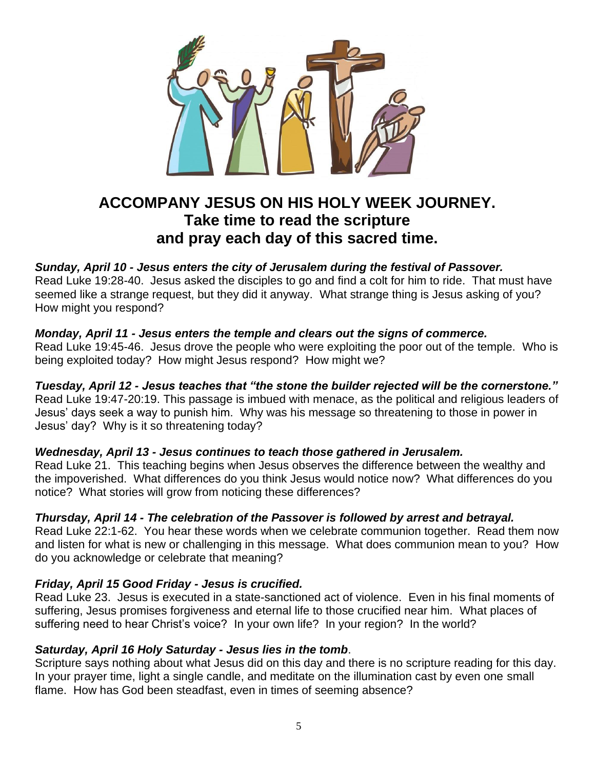# ACCOMPANY JESUS ON HIS HOLY WEEK JOURNEY.
## Take time to read the scripture and pray each day of this sacred time.

***Sunday, April 10 - Jesus enters the city of Jerusalem during the festival of Passover.***
Read Luke 19:28-40. Jesus asked the disciples to go and find a colt for him to ride. That must have seemed like a strange request, but they did it anyway. What strange thing is Jesus asking of you? How might you respond?

***Monday, April 11 - Jesus enters the temple and clears out the signs of commerce.***
Read Luke 19:45-46. Jesus drove the people who were exploiting the poor out of the temple. Who is being exploited today? How might Jesus respond? How might we?

***Tuesday, April 12 - Jesus teaches that "the stone the builder rejected will be the cornerstone."***
Read Luke 19:47-20:19. This passage is imbued with menace, as the political and religious leaders of Jesus' days seek a way to punish him. Why was his message so threatening to those in power in Jesus' day? Why is it so threatening today?

***Wednesday, April 13 - Jesus continues to teach those gathered in Jerusalem.***
Read Luke 21. This teaching begins when Jesus observes the difference between the wealthy and the impoverished. What differences do you think Jesus would notice now? What differences do you notice? What stories will grow from noticing these differences?

***Thursday, April 14 - The celebration of the Passover is followed by arrest and betrayal.***
Read Luke 22:1-62. You hear these words when we celebrate communion together. Read them now and listen for what is new or challenging in this message. What does communion mean to you? How do you acknowledge or celebrate that meaning?

***Friday, April 15 Good Friday - Jesus is crucified.***
Read Luke 23. Jesus is executed in a state-sanctioned act of violence. Even in his final moments of suffering, Jesus promises forgiveness and eternal life to those crucified near him. What places of suffering need to hear Christ's voice? In your own life? In your region? In the world?

***Saturday, April 16 Holy Saturday - Jesus lies in the tomb***.
Scripture says nothing about what Jesus did on this day and there is no scripture reading for this day. In your prayer time, light a single candle, and meditate on the illumination cast by even one small flame. How has God been steadfast, even in times of seeming absence?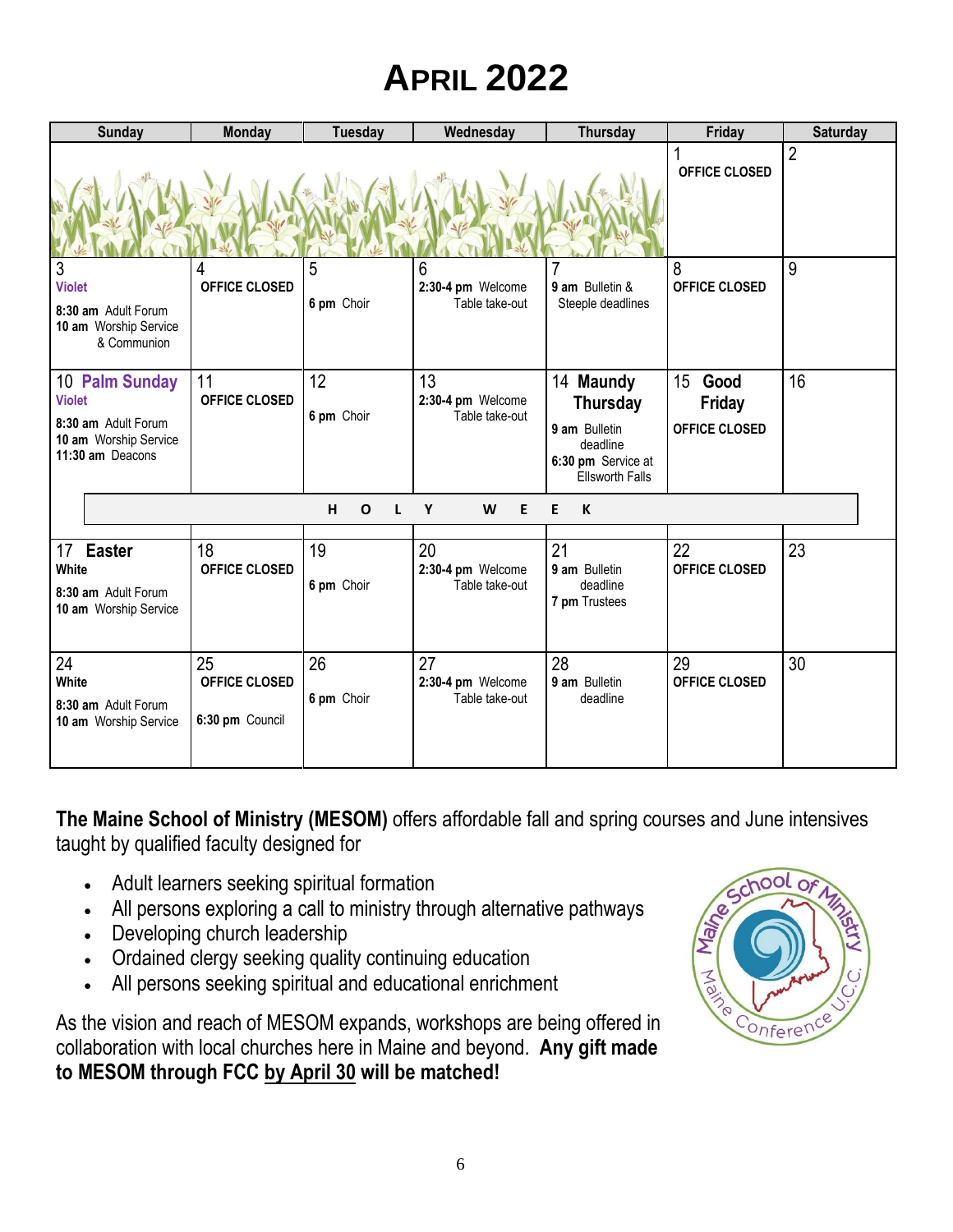# APRIL 2022

| Sunday | Monday | Tuesday | Wednesday | Thursday | Friday | Saturday |
|---|---|---|---|---|---|---|
| | | | | | 1 **OFFICE CLOSED** | 2 |
| 3 **Violet** **8:30 am** Adult Forum **10 am** Worship Service & Communion | 4 **OFFICE CLOSED** | 5 **6 pm** Choir | 6 **2:30-4 pm** Welcome Table take-out | 7 **9 am** Bulletin & Steeple deadlines | 8 **OFFICE CLOSED** | 9 |
| 10 **Palm Sunday** **Violet** **8:30 am** Adult Forum **10 am** Worship Service **11:30 am** Deacons | 11 **OFFICE CLOSED** | 12 **6 pm** Choir | 13 **2:30-4 pm** Welcome Table take-out | 14 **Maundy Thursday** **9 am** Bulletin deadline **6:30 pm** Service at Ellsworth Falls | 15 **Good Friday** **OFFICE CLOSED** | 16 |
| | | **HOLY WEEK** | | | | |
| 17 **Easter** **White** **8:30 am** Adult Forum **10 am** Worship Service | 18 **OFFICE CLOSED** | 19 **6 pm** Choir | 20 **2:30-4 pm** Welcome Table take-out | 21 **9 am** Bulletin deadline **7 pm** Trustees | 22 **OFFICE CLOSED** | 23 |
| 24 **White** **8:30 am** Adult Forum **10 am** Worship Service | 25 **OFFICE CLOSED** **6:30 pm** Council | 26 **6 pm** Choir | 27 **2:30-4 pm** Welcome Table take-out | 28 **9 am** Bulletin deadline | 29 **OFFICE CLOSED** | 30 |

**The Maine School of Ministry (MESOM)** offers affordable fall and spring courses and June intensives taught by qualified faculty designed for

- Adult learners seeking spiritual formation
- All persons exploring a call to ministry through alternative pathways
- Developing church leadership
- Ordained clergy seeking quality continuing education
- All persons seeking spiritual and educational enrichment

Maine School of Ministry — Maine Conference U.C.C.

As the vision and reach of MESOM expands, workshops are being offered in collaboration with local churches here in Maine and beyond. **Any gift made to MESOM through FCC <u>by April 30</u> will be matched!**